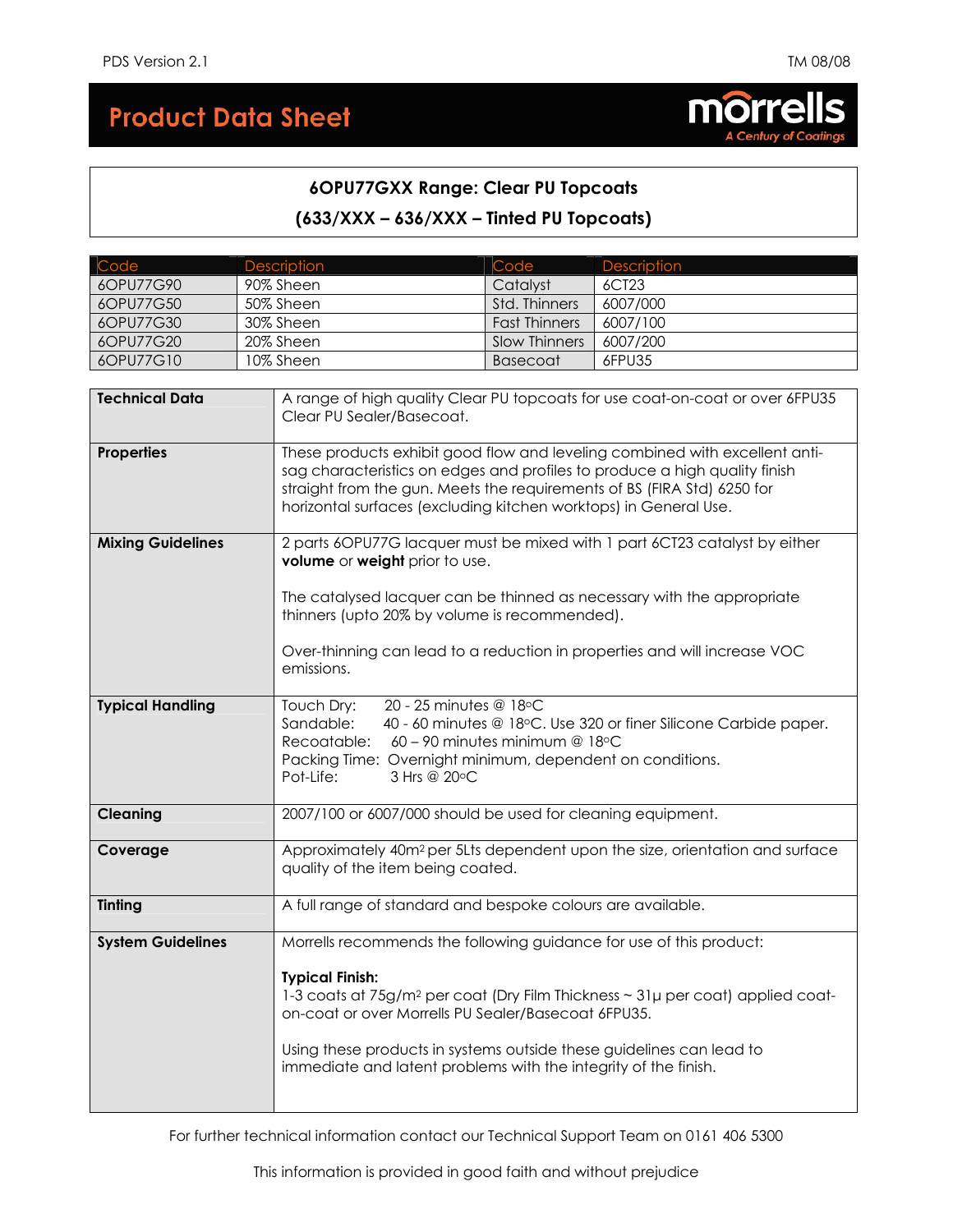# Product Data Sheet

morrells
*A Century of Coatings*

## 6OPU77GXX Range: Clear PU Topcoats

## (633/XXX – 636/XXX – Tinted PU Topcoats)

| Code | Description | Code | Description |
|---|---|---|---|
| 6OPU77G90 | 90% Sheen | Catalyst | 6CT23 |
| 6OPU77G50 | 50% Sheen | Std. Thinners | 6007/000 |
| 6OPU77G30 | 30% Sheen | Fast Thinners | 6007/100 |
| 6OPU77G20 | 20% Sheen | Slow Thinners | 6007/200 |
| 6OPU77G10 | 10% Sheen | Basecoat | 6FPU35 |

| | |
|---|---|
| **Technical Data** | A range of high quality Clear PU topcoats for use coat-on-coat or over 6FPU35 Clear PU Sealer/Basecoat. |
| **Properties** | These products exhibit good flow and leveling combined with excellent anti-sag characteristics on edges and profiles to produce a high quality finish straight from the gun. Meets the requirements of BS (FIRA Std) 6250 for horizontal surfaces (excluding kitchen worktops) in General Use. |
| **Mixing Guidelines** | 2 parts 6OPU77G lacquer must be mixed with 1 part 6CT23 catalyst by either **volume** or **weight** prior to use.<br><br>The catalysed lacquer can be thinned as necessary with the appropriate thinners (upto 20% by volume is recommended).<br><br>Over-thinning can lead to a reduction in properties and will increase VOC emissions. |
| **Typical Handling** | Touch Dry: 20 - 25 minutes @ 18°C<br>Sandable: 40 - 60 minutes @ 18°C. Use 320 or finer Silicone Carbide paper.<br>Recoatable: 60 – 90 minutes minimum @ 18°C<br>Packing Time: Overnight minimum, dependent on conditions.<br>Pot-Life: 3 Hrs @ 20°C |
| **Cleaning** | 2007/100 or 6007/000 should be used for cleaning equipment. |
| **Coverage** | Approximately 40m² per 5Lts dependent upon the size, orientation and surface quality of the item being coated. |
| **Tinting** | A full range of standard and bespoke colours are available. |
| **System Guidelines** | Morrells recommends the following guidance for use of this product:<br><br>**Typical Finish:**<br>1-3 coats at 75g/m² per coat (Dry Film Thickness ~ 31µ per coat) applied coat-on-coat or over Morrells PU Sealer/Basecoat 6FPU35.<br><br>Using these products in systems outside these guidelines can lead to immediate and latent problems with the integrity of the finish. |

For further technical information contact our Technical Support Team on 0161 406 5300

This information is provided in good faith and without prejudice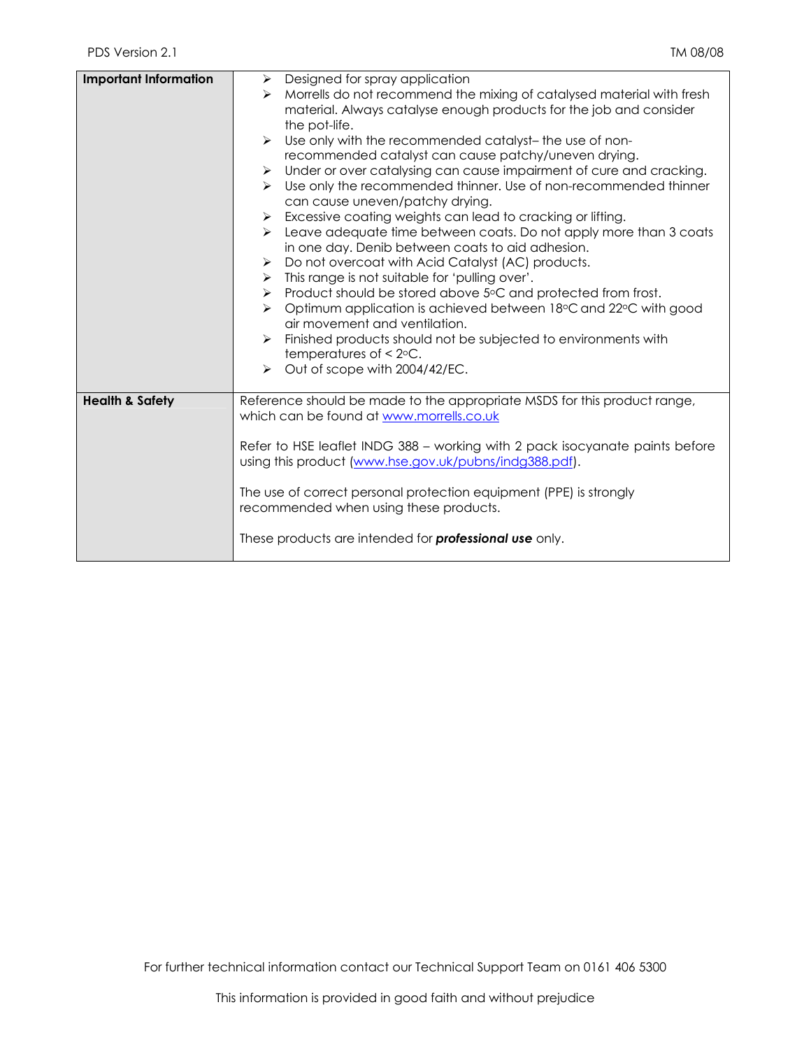| | |
|---|---|
| **Important Information** | ➢ Designed for spray application<br>➢ Morrells do not recommend the mixing of catalysed material with fresh material. Always catalyse enough products for the job and consider the pot-life.<br>➢ Use only with the recommended catalyst– the use of non-recommended catalyst can cause patchy/uneven drying.<br>➢ Under or over catalysing can cause impairment of cure and cracking.<br>➢ Use only the recommended thinner. Use of non-recommended thinner can cause uneven/patchy drying.<br>➢ Excessive coating weights can lead to cracking or lifting.<br>➢ Leave adequate time between coats. Do not apply more than 3 coats in one day. Denib between coats to aid adhesion.<br>➢ Do not overcoat with Acid Catalyst (AC) products.<br>➢ This range is not suitable for 'pulling over'.<br>➢ Product should be stored above 5°C and protected from frost.<br>➢ Optimum application is achieved between 18°C and 22°C with good air movement and ventilation.<br>➢ Finished products should not be subjected to environments with temperatures of < 2°C.<br>➢ Out of scope with 2004/42/EC. |
| **Health & Safety** | Reference should be made to the appropriate MSDS for this product range, which can be found at www.morrells.co.uk<br><br>Refer to HSE leaflet INDG 388 – working with 2 pack isocyanate paints before using this product (www.hse.gov.uk/pubns/indg388.pdf).<br><br>The use of correct personal protection equipment (PPE) is strongly recommended when using these products.<br><br>These products are intended for ***professional use*** only. |

For further technical information contact our Technical Support Team on 0161 406 5300

This information is provided in good faith and without prejudice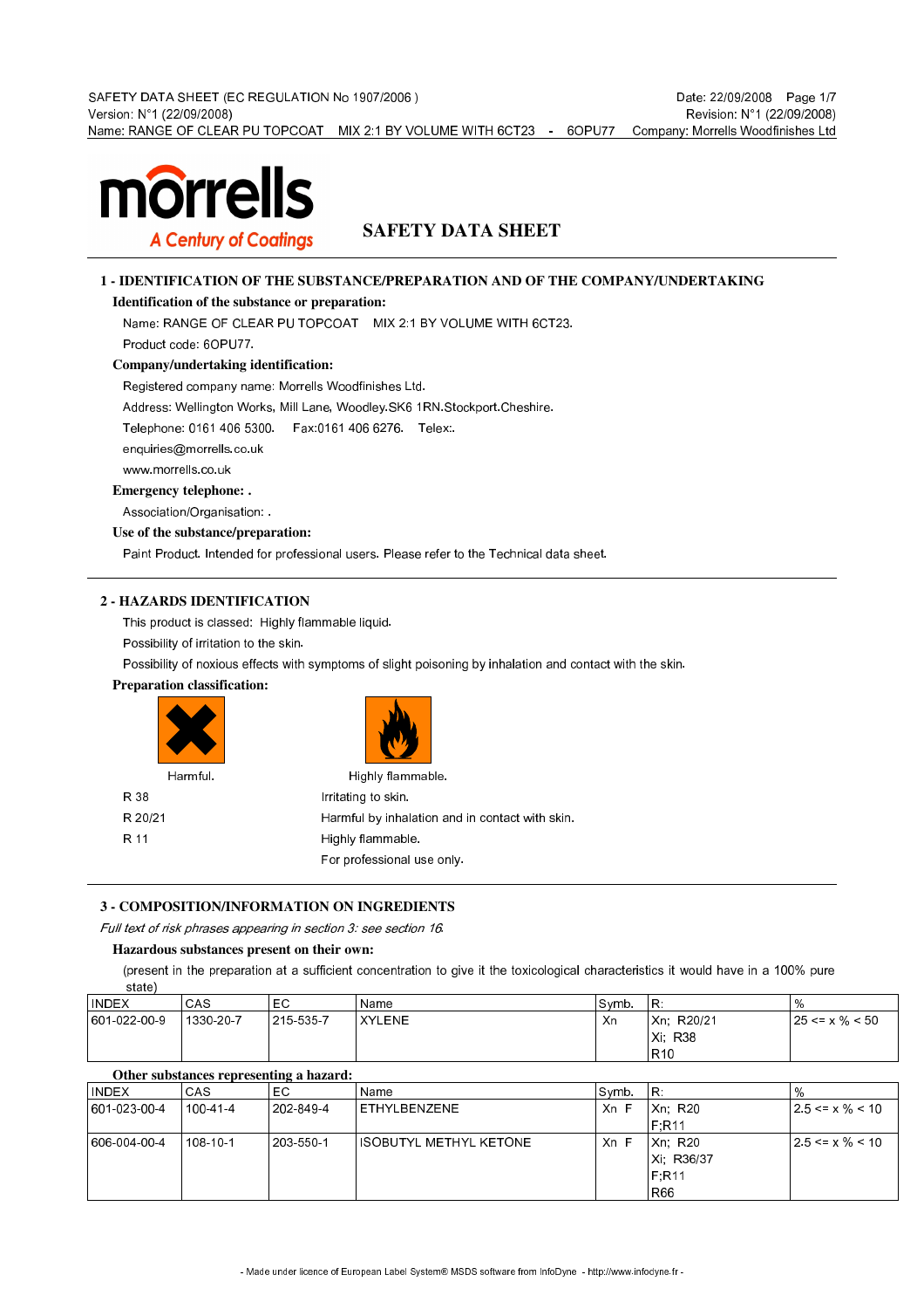# SAFETY DATA SHEET

## 1 - IDENTIFICATION OF THE SUBSTANCE/PREPARATION AND OF THE COMPANY/UNDERTAKING

### Identification of the substance or preparation:

Name: RANGE OF CLEAR PU TOPCOAT MIX 2:1 BY VOLUME WITH 6CT23.

Product code: 6OPU77.

### Company/undertaking identification:

Registered company name: Morrells Woodfinishes Ltd.

Address: Wellington Works, Mill Lane, Woodley.SK6 1RN.Stockport.Cheshire.

Telephone: 0161 406 5300. Fax:0161 406 6276. Telex:.

enquiries@morrells.co.uk

www.morrells.co.uk

### Emergency telephone: .

Association/Organisation: .

### Use of the substance/preparation:

Paint Product. Intended for professional users. Please refer to the Technical data sheet.

## 2 - HAZARDS IDENTIFICATION

This product is classed: Highly flammable liquid.

Possibility of irritation to the skin.

Possibility of noxious effects with symptoms of slight poisoning by inhalation and contact with the skin.

### Preparation classification:

Harmful. Highly flammable.

| | |
|---|---|
| R 38 | Irritating to skin. |
| R 20/21 | Harmful by inhalation and in contact with skin. |
| R 11 | Highly flammable. |
| | For professional use only. |

## 3 - COMPOSITION/INFORMATION ON INGREDIENTS

*Full text of risk phrases appearing in section 3: see section 16.*

### Hazardous substances present on their own:

(present in the preparation at a sufficient concentration to give it the toxicological characteristics it would have in a 100% pure state)

| INDEX | CAS | EC | Name | Symb. | R: | % |
|---|---|---|---|---|---|---|
| 601-022-00-9 | 1330-20-7 | 215-535-7 | XYLENE | Xn | Xn; R20/21<br>Xi; R38<br>R10 | 25 <= x % < 50 |

### Other substances representing a hazard:

| INDEX | CAS | EC | Name | Symb. | R: | % |
|---|---|---|---|---|---|---|
| 601-023-00-4 | 100-41-4 | 202-849-4 | ETHYLBENZENE | Xn F | Xn; R20<br>F;R11 | 2.5 <= x % < 10 |
| 606-004-00-4 | 108-10-1 | 203-550-1 | ISOBUTYL METHYL KETONE | Xn F | Xn; R20<br>Xi; R36/37<br>F;R11<br>R66 | 2.5 <= x % < 10 |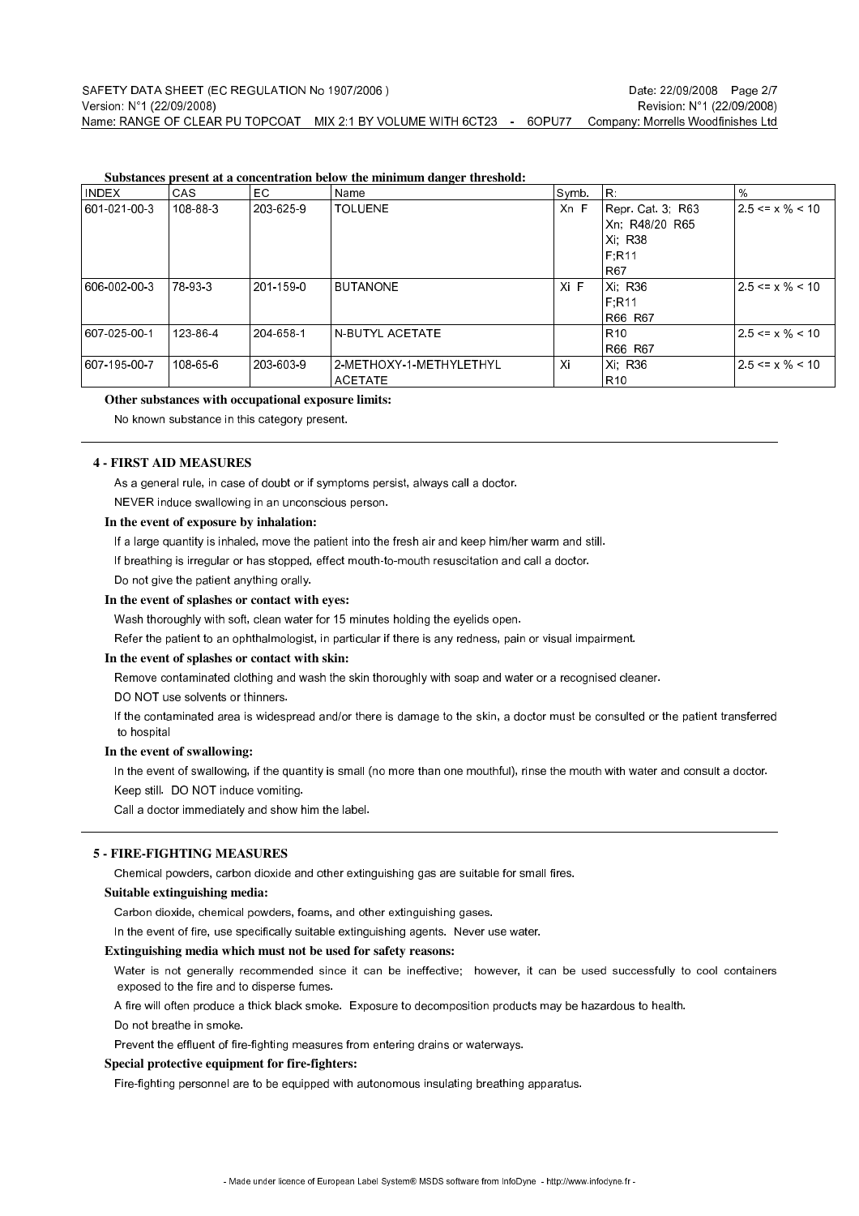**Substances present at a concentration below the minimum danger threshold:**

| INDEX | CAS | EC | Name | Symb. | R: | % |
|---|---|---|---|---|---|---|
| 601-021-00-3 | 108-88-3 | 203-625-9 | TOLUENE | Xn F | Repr. Cat. 3; R63<br>Xn; R48/20 R65<br>Xi; R38<br>F;R11<br>R67 | 2.5 <= x % < 10 |
| 606-002-00-3 | 78-93-3 | 201-159-0 | BUTANONE | Xi F | Xi; R36<br>F;R11<br>R66 R67 | 2.5 <= x % < 10 |
| 607-025-00-1 | 123-86-4 | 204-658-1 | N-BUTYL ACETATE | | R10<br>R66 R67 | 2.5 <= x % < 10 |
| 607-195-00-7 | 108-65-6 | 203-603-9 | 2-METHOXY-1-METHYLETHYL ACETATE | Xi | Xi; R36<br>R10 | 2.5 <= x % < 10 |

**Other substances with occupational exposure limits:**

No known substance in this category present.

## 4 - FIRST AID MEASURES

As a general rule, in case of doubt or if symptoms persist, always call a doctor.

NEVER induce swallowing in an unconscious person.

**In the event of exposure by inhalation:**

If a large quantity is inhaled, move the patient into the fresh air and keep him/her warm and still.

If breathing is irregular or has stopped, effect mouth-to-mouth resuscitation and call a doctor.

Do not give the patient anything orally.

**In the event of splashes or contact with eyes:**

Wash thoroughly with soft, clean water for 15 minutes holding the eyelids open.

Refer the patient to an ophthalmologist, in particular if there is any redness, pain or visual impairment.

**In the event of splashes or contact with skin:**

Remove contaminated clothing and wash the skin thoroughly with soap and water or a recognised cleaner.

DO NOT use solvents or thinners.

If the contaminated area is widespread and/or there is damage to the skin, a doctor must be consulted or the patient transferred to hospital

**In the event of swallowing:**

In the event of swallowing, if the quantity is small (no more than one mouthful), rinse the mouth with water and consult a doctor.

Keep still. DO NOT induce vomiting.

Call a doctor immediately and show him the label.

## 5 - FIRE-FIGHTING MEASURES

Chemical powders, carbon dioxide and other extinguishing gas are suitable for small fires.

**Suitable extinguishing media:**

Carbon dioxide, chemical powders, foams, and other extinguishing gases.

In the event of fire, use specifically suitable extinguishing agents. Never use water.

**Extinguishing media which must not be used for safety reasons:**

Water is not generally recommended since it can be ineffective; however, it can be used successfully to cool containers exposed to the fire and to disperse fumes.

A fire will often produce a thick black smoke. Exposure to decomposition products may be hazardous to health.

Do not breathe in smoke.

Prevent the effluent of fire-fighting measures from entering drains or waterways.

**Special protective equipment for fire-fighters:**

Fire-fighting personnel are to be equipped with autonomous insulating breathing apparatus.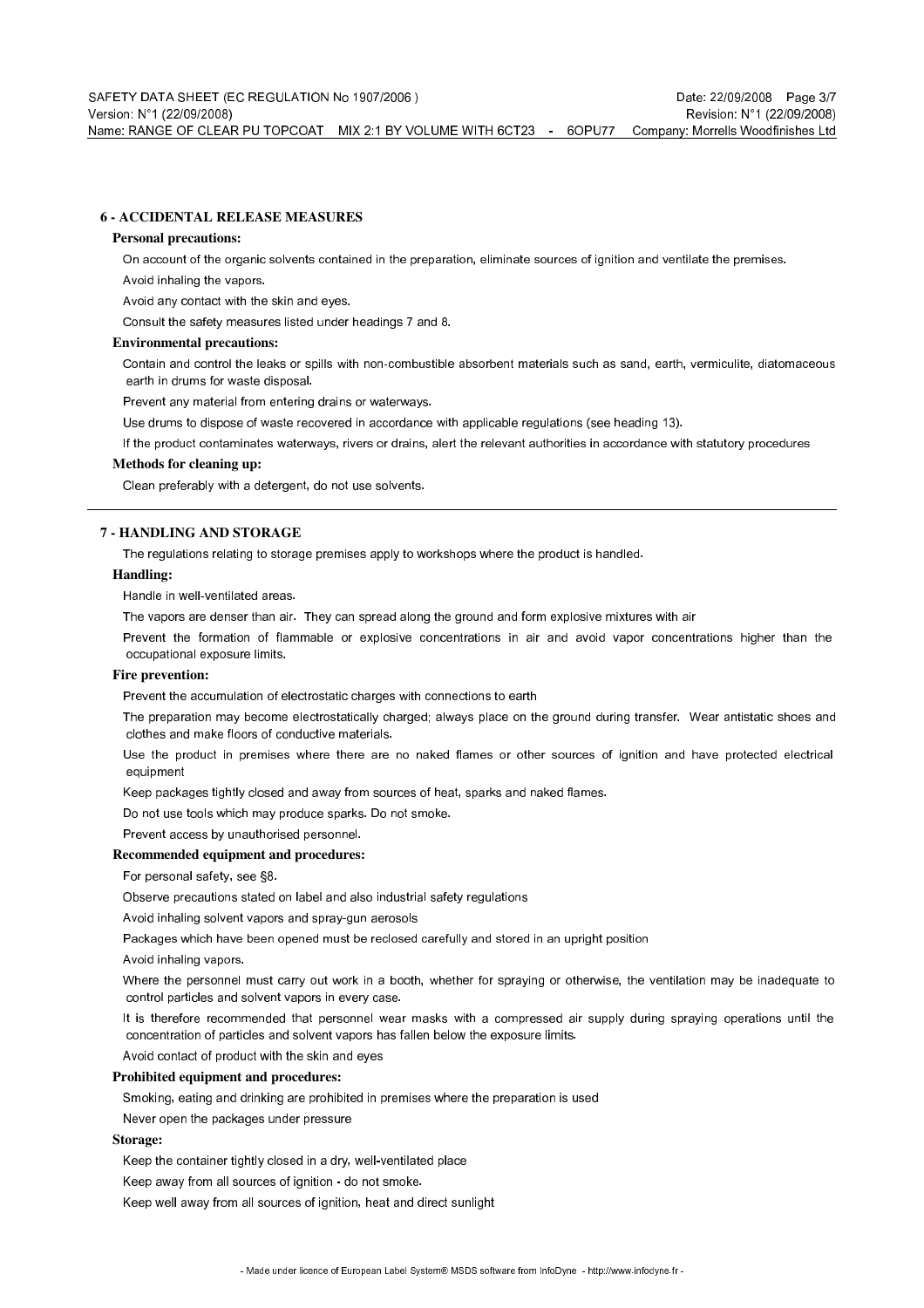## 6 - ACCIDENTAL RELEASE MEASURES

### Personal precautions:

On account of the organic solvents contained in the preparation, eliminate sources of ignition and ventilate the premises.

Avoid inhaling the vapors.

Avoid any contact with the skin and eyes.

Consult the safety measures listed under headings 7 and 8.

### Environmental precautions:

Contain and control the leaks or spills with non-combustible absorbent materials such as sand, earth, vermiculite, diatomaceous earth in drums for waste disposal.

Prevent any material from entering drains or waterways.

Use drums to dispose of waste recovered in accordance with applicable regulations (see heading 13).

If the product contaminates waterways, rivers or drains, alert the relevant authorities in accordance with statutory procedures

### Methods for cleaning up:

Clean preferably with a detergent, do not use solvents.

## 7 - HANDLING AND STORAGE

The regulations relating to storage premises apply to workshops where the product is handled.

### Handling:

Handle in well-ventilated areas.

The vapors are denser than air. They can spread along the ground and form explosive mixtures with air

Prevent the formation of flammable or explosive concentrations in air and avoid vapor concentrations higher than the occupational exposure limits.

### Fire prevention:

Prevent the accumulation of electrostatic charges with connections to earth

The preparation may become electrostatically charged; always place on the ground during transfer. Wear antistatic shoes and clothes and make floors of conductive materials.

Use the product in premises where there are no naked flames or other sources of ignition and have protected electrical equipment

Keep packages tightly closed and away from sources of heat, sparks and naked flames.

Do not use tools which may produce sparks. Do not smoke.

Prevent access by unauthorised personnel.

### Recommended equipment and procedures:

For personal safety, see §8.

Observe precautions stated on label and also industrial safety regulations

Avoid inhaling solvent vapors and spray-gun aerosols

Packages which have been opened must be reclosed carefully and stored in an upright position

Avoid inhaling vapors.

Where the personnel must carry out work in a booth, whether for spraying or otherwise, the ventilation may be inadequate to control particles and solvent vapors in every case.

It is therefore recommended that personnel wear masks with a compressed air supply during spraying operations until the concentration of particles and solvent vapors has fallen below the exposure limits.

Avoid contact of product with the skin and eyes

### Prohibited equipment and procedures:

Smoking, eating and drinking are prohibited in premises where the preparation is used

Never open the packages under pressure

### Storage:

Keep the container tightly closed in a dry, well-ventilated place

Keep away from all sources of ignition - do not smoke.

Keep well away from all sources of ignition, heat and direct sunlight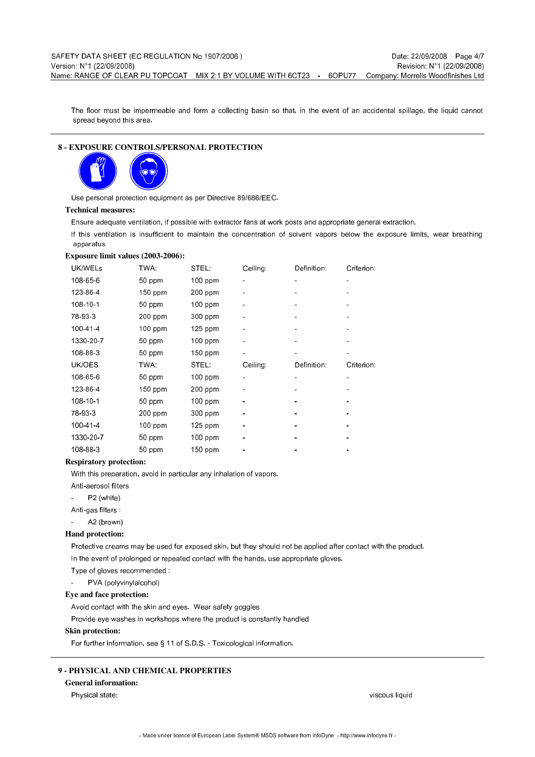The floor must be impermeable and form a collecting basin so that, in the event of an accidental spillage, the liquid cannot spread beyond this area.

## 8 - EXPOSURE CONTROLS/PERSONAL PROTECTION

Use personal protection equipment as per Directive 89/686/EEC.

### Technical measures:

Ensure adequate ventilation, if possible with extractor fans at work posts and appropriate general extraction.

If this ventilation is insufficient to maintain the concentration of solvent vapors below the exposure limits, wear breathing apparatus

### Exposure limit values (2003-2006):

| UK/WELs | TWA: | STEL: | Ceiling: | Definition: | Criterion: |
|---|---|---|---|---|---|
| 108-65-6 | 50 ppm | 100 ppm | - | - | - |
| 123-86-4 | 150 ppm | 200 ppm | - | - | - |
| 108-10-1 | 50 ppm | 100 ppm | - | - | - |
| 78-93-3 | 200 ppm | 300 ppm | - | - | - |
| 100-41-4 | 100 ppm | 125 ppm | - | - | - |
| 1330-20-7 | 50 ppm | 100 ppm | - | - | - |
| 108-88-3 | 50 ppm | 150 ppm | - | - | - |

| UK/OES | TWA: | STEL: | Ceiling: | Definition: | Criterion: |
|---|---|---|---|---|---|
| 108-65-6 | 50 ppm | 100 ppm | - | - | - |
| 123-86-4 | 150 ppm | 200 ppm | - | - | - |
| 108-10-1 | 50 ppm | 100 ppm | - | - | - |
| 78-93-3 | 200 ppm | 300 ppm | - | - | - |
| 100-41-4 | 100 ppm | 125 ppm | - | - | - |
| 1330-20-7 | 50 ppm | 100 ppm | - | - | - |
| 108-88-3 | 50 ppm | 150 ppm | - | - | - |

### Respiratory protection:

With this preparation, avoid in particular any inhalation of vapors.

Anti-aerosol filters

- P2 (white)

Anti-gas filters :

- A2 (brown)

### Hand protection:

Protective creams may be used for exposed skin, but they should not be applied after contact with the product.

In the event of prolonged or repeated contact with the hands, use appropriate gloves.

Type of gloves recommended :

- PVA (polyvinylalcohol)

### Eye and face protection:

Avoid contact with the skin and eyes. Wear safety goggles

Provide eye washes in workshops where the product is constantly handled

### Skin protection:

For further information, see § 11 of S.D.S. - Toxicological information.

## 9 - PHYSICAL AND CHEMICAL PROPERTIES

### General information:

Physical state: viscous liquid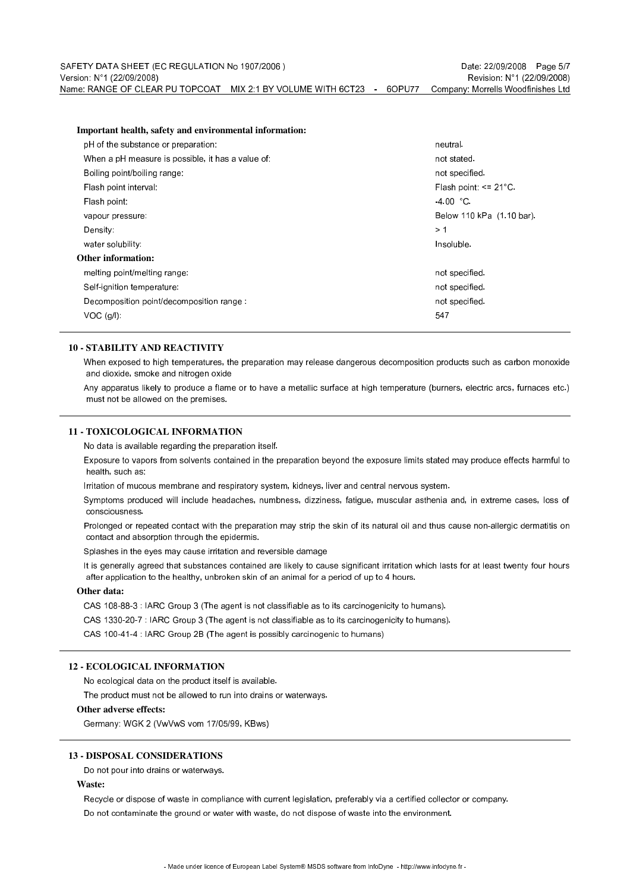**Important health, safety and environmental information:**

| | |
|---|---|
| pH of the substance or preparation: | neutral. |
| When a pH measure is possible, it has a value of: | not stated. |
| Boiling point/boiling range: | not specified. |
| Flash point interval: | Flash point: <= 21°C. |
| Flash point: | -4.00 °C. |
| vapour pressure: | Below 110 kPa (1.10 bar). |
| Density: | > 1 |
| water solubility: | Insoluble. |

**Other information:**

| | |
|---|---|
| melting point/melting range: | not specified. |
| Self-ignition temperature: | not specified. |
| Decomposition point/decomposition range : | not specified. |
| VOC (g/l): | 547 |

## 10 - STABILITY AND REACTIVITY

When exposed to high temperatures, the preparation may release dangerous decomposition products such as carbon monoxide and dioxide, smoke and nitrogen oxide

Any apparatus likely to produce a flame or to have a metallic surface at high temperature (burners, electric arcs, furnaces etc.) must not be allowed on the premises.

## 11 - TOXICOLOGICAL INFORMATION

No data is available regarding the preparation itself.

Exposure to vapors from solvents contained in the preparation beyond the exposure limits stated may produce effects harmful to health, such as:

Irritation of mucous membrane and respiratory system, kidneys, liver and central nervous system.

Symptoms produced will include headaches, numbness, dizziness, fatigue, muscular asthenia and, in extreme cases, loss of consciousness.

Prolonged or repeated contact with the preparation may strip the skin of its natural oil and thus cause non-allergic dermatitis on contact and absorption through the epidermis.

Splashes in the eyes may cause irritation and reversible damage

It is generally agreed that substances contained are likely to cause significant irritation which lasts for at least twenty four hours after application to the healthy, unbroken skin of an animal for a period of up to 4 hours.

**Other data:**

CAS 108-88-3 : IARC Group 3 (The agent is not classifiable as to its carcinogenicity to humans).

CAS 1330-20-7 : IARC Group 3 (The agent is not classifiable as to its carcinogenicity to humans).

CAS 100-41-4 : IARC Group 2B (The agent is possibly carcinogenic to humans)

## 12 - ECOLOGICAL INFORMATION

No ecological data on the product itself is available.

The product must not be allowed to run into drains or waterways.

**Other adverse effects:**

Germany: WGK 2 (VwVwS vom 17/05/99, KBws)

## 13 - DISPOSAL CONSIDERATIONS

Do not pour into drains or waterways.

**Waste:**

Recycle or dispose of waste in compliance with current legislation, preferably via a certified collector or company.

Do not contaminate the ground or water with waste, do not dispose of waste into the environment.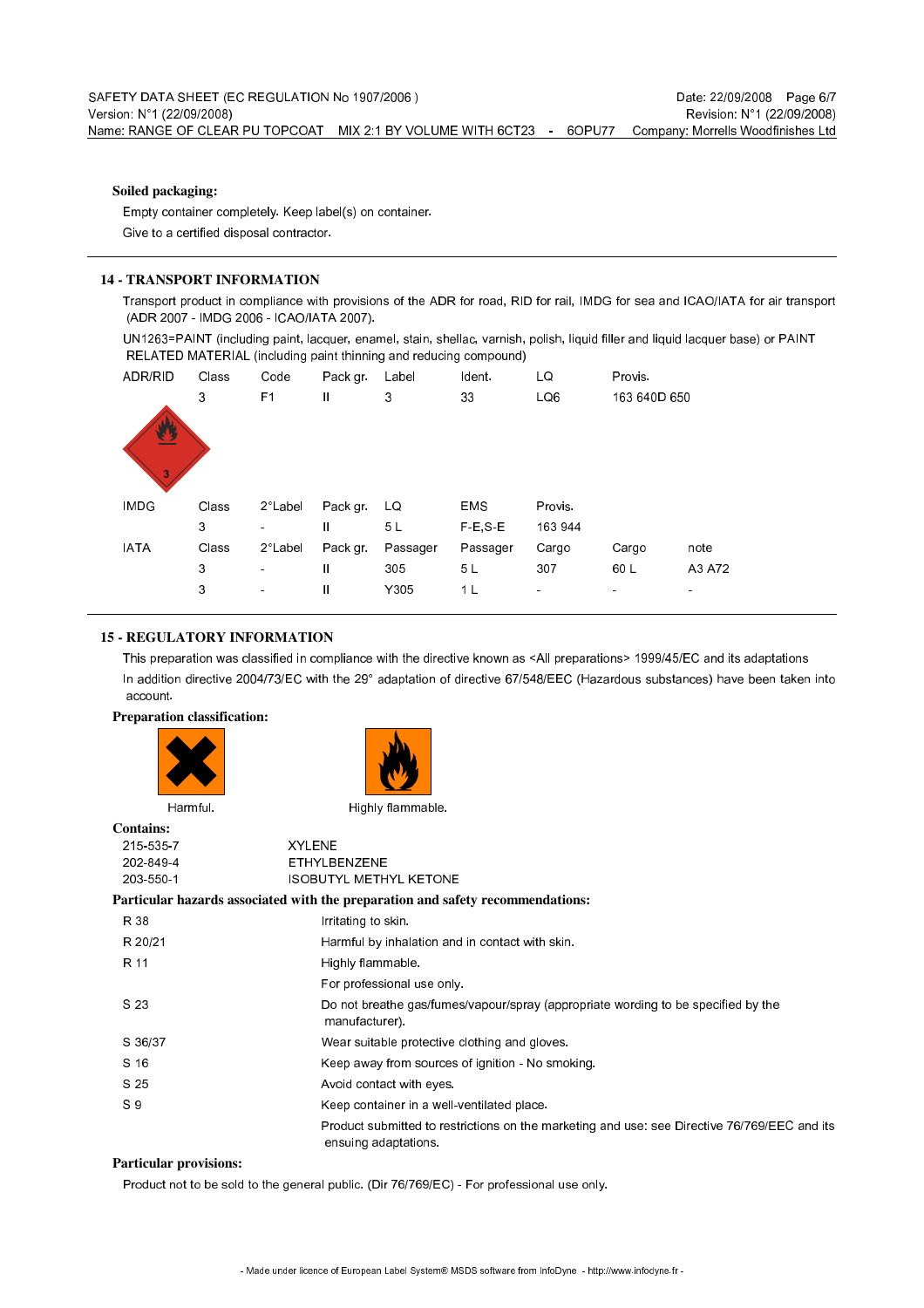**Soiled packaging:**

Empty container completely. Keep label(s) on container.

Give to a certified disposal contractor.

## 14 - TRANSPORT INFORMATION

Transport product in compliance with provisions of the ADR for road, RID for rail, IMDG for sea and ICAO/IATA for air transport (ADR 2007 - IMDG 2006 - ICAO/IATA 2007).

UN1263=PAINT (including paint, lacquer, enamel, stain, shellac, varnish, polish, liquid filler and liquid lacquer base) or PAINT RELATED MATERIAL (including paint thinning and reducing compound)

| ADR/RID | Class | Code | Pack gr. | Label | Ident. | LQ | Provis. |
|---|---|---|---|---|---|---|---|
| | 3 | F1 | II | 3 | 33 | LQ6 | 163 640D 650 |

| IMDG | Class | 2°Label | Pack gr. | LQ | EMS | Provis. |
|---|---|---|---|---|---|---|
| | 3 | - | II | 5 L | F-E,S-E | 163 944 |

| IATA | Class | 2°Label | Pack gr. | Passager | Passager | Cargo | Cargo | note |
|---|---|---|---|---|---|---|---|---|
| | 3 | - | II | 305 | 5 L | 307 | 60 L | A3 A72 |
| | 3 | - | II | Y305 | 1 L | - | - | - |

## 15 - REGULATORY INFORMATION

This preparation was classified in compliance with the directive known as <All preparations> 1999/45/EC and its adaptations

In addition directive 2004/73/EC with the 29° adaptation of directive 67/548/EEC (Hazardous substances) have been taken into account.

**Preparation classification:**

Harmful. Highly flammable.

**Contains:**

| | |
|---|---|
| 215-535-7 | XYLENE |
| 202-849-4 | ETHYLBENZENE |
| 203-550-1 | ISOBUTYL METHYL KETONE |

**Particular hazards associated with the preparation and safety recommendations:**

| | |
|---|---|
| R 38 | Irritating to skin. |
| R 20/21 | Harmful by inhalation and in contact with skin. |
| R 11 | Highly flammable. |
| | For professional use only. |
| S 23 | Do not breathe gas/fumes/vapour/spray (appropriate wording to be specified by the manufacturer). |
| S 36/37 | Wear suitable protective clothing and gloves. |
| S 16 | Keep away from sources of ignition - No smoking. |
| S 25 | Avoid contact with eyes. |
| S 9 | Keep container in a well-ventilated place. |
| | Product submitted to restrictions on the marketing and use: see Directive 76/769/EEC and its ensuing adaptations. |

**Particular provisions:**

Product not to be sold to the general public. (Dir 76/769/EC) - For professional use only.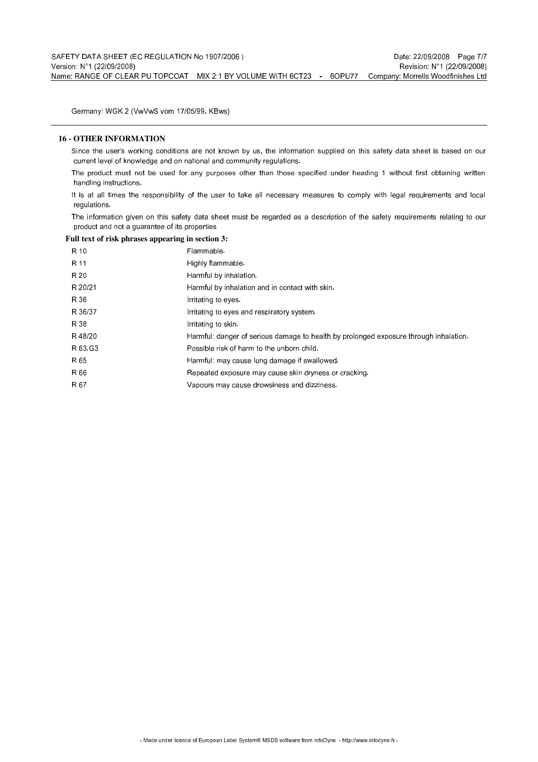Germany: WGK 2 (VwVwS vom 17/05/99, KBws)

## 16 - OTHER INFORMATION

Since the user's working conditions are not known by us, the information supplied on this safety data sheet is based on our current level of knowledge and on national and community regulations.

The product must not be used for any purposes other than those specified under heading 1 without first obtaining written handling instructions.

It is at all times the responsibility of the user to take all necessary measures to comply with legal requirements and local regulations.

The information given on this safety data sheet must be regarded as a description of the safety requirements relating to our product and not a guarantee of its properties

**Full text of risk phrases appearing in section 3:**

| | |
|---|---|
| R 10 | Flammable. |
| R 11 | Highly flammable. |
| R 20 | Harmful by inhalation. |
| R 20/21 | Harmful by inhalation and in contact with skin. |
| R 36 | Irritating to eyes. |
| R 36/37 | Irritating to eyes and respiratory system. |
| R 38 | Irritating to skin. |
| R 48/20 | Harmful: danger of serious damage to health by prolonged exposure through inhalation. |
| R 63.G3 | Possible risk of harm to the unborn child. |
| R 65 | Harmful: may cause lung damage if swallowed. |
| R 66 | Repeated exposure may cause skin dryness or cracking. |
| R 67 | Vapours may cause drowsiness and dizziness. |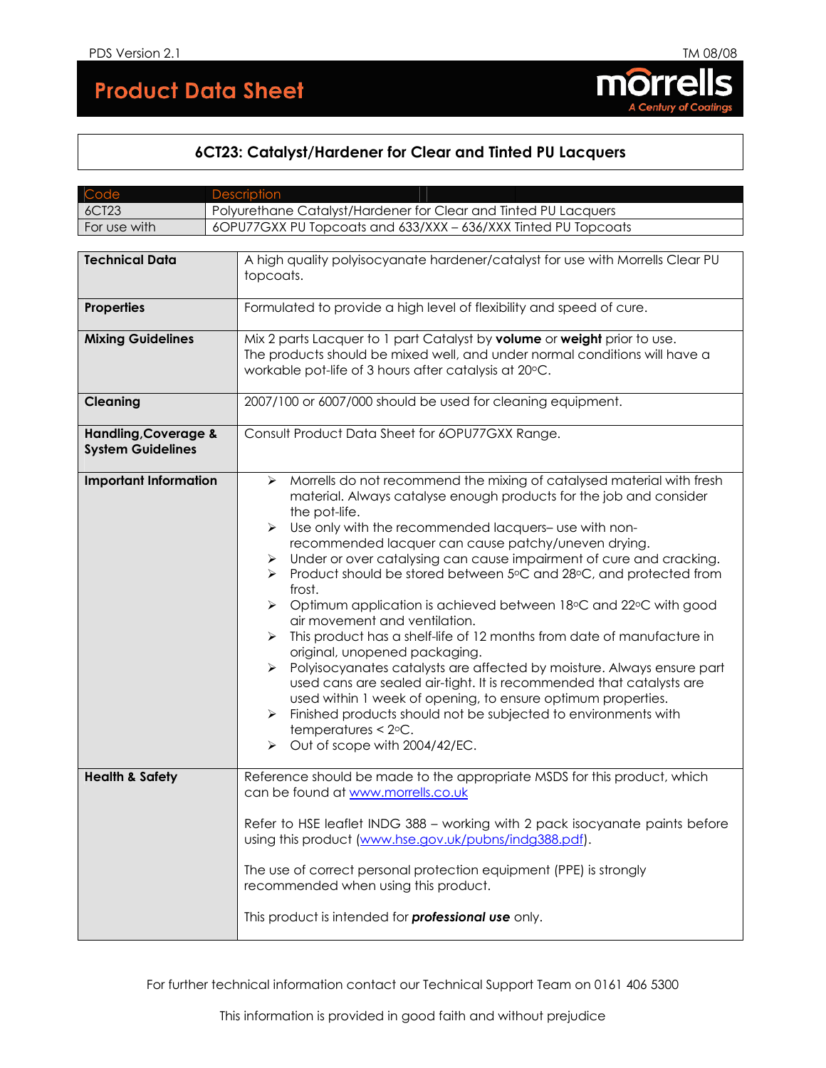# Product Data Sheet

**morrells** *A Century of Coatings*

## 6CT23: Catalyst/Hardener for Clear and Tinted PU Lacquers

| Code | Description |
|---|---|
| 6CT23 | Polyurethane Catalyst/Hardener for Clear and Tinted PU Lacquers |
| For use with | 6OPU77GXX PU Topcoats and 633/XXX – 636/XXX Tinted PU Topcoats |

| | |
|---|---|
| **Technical Data** | A high quality polyisocyanate hardener/catalyst for use with Morrells Clear PU topcoats. |
| **Properties** | Formulated to provide a high level of flexibility and speed of cure. |
| **Mixing Guidelines** | Mix 2 parts Lacquer to 1 part Catalyst by **volume** or **weight** prior to use. The products should be mixed well, and under normal conditions will have a workable pot-life of 3 hours after catalysis at 20°C. |
| **Cleaning** | 2007/100 or 6007/000 should be used for cleaning equipment. |
| **Handling, Coverage & System Guidelines** | Consult Product Data Sheet for 6OPU77GXX Range. |
| **Important Information** | ➢ Morrells do not recommend the mixing of catalysed material with fresh material. Always catalyse enough products for the job and consider the pot-life.<br>➢ Use only with the recommended lacquers– use with non-recommended lacquer can cause patchy/uneven drying.<br>➢ Under or over catalysing can cause impairment of cure and cracking.<br>➢ Product should be stored between 5°C and 28°C, and protected from frost.<br>➢ Optimum application is achieved between 18°C and 22°C with good air movement and ventilation.<br>➢ This product has a shelf-life of 12 months from date of manufacture in original, unopened packaging.<br>➢ Polyisocyanates catalysts are affected by moisture. Always ensure part used cans are sealed air-tight. It is recommended that catalysts are used within 1 week of opening, to ensure optimum properties.<br>➢ Finished products should not be subjected to environments with temperatures < 2°C.<br>➢ Out of scope with 2004/42/EC. |
| **Health & Safety** | Reference should be made to the appropriate MSDS for this product, which can be found at www.morrells.co.uk<br><br>Refer to HSE leaflet INDG 388 – working with 2 pack isocyanate paints before using this product (www.hse.gov.uk/pubns/indg388.pdf).<br><br>The use of correct personal protection equipment (PPE) is strongly recommended when using this product.<br><br>This product is intended for ***professional use*** only. |

For further technical information contact our Technical Support Team on 0161 406 5300

This information is provided in good faith and without prejudice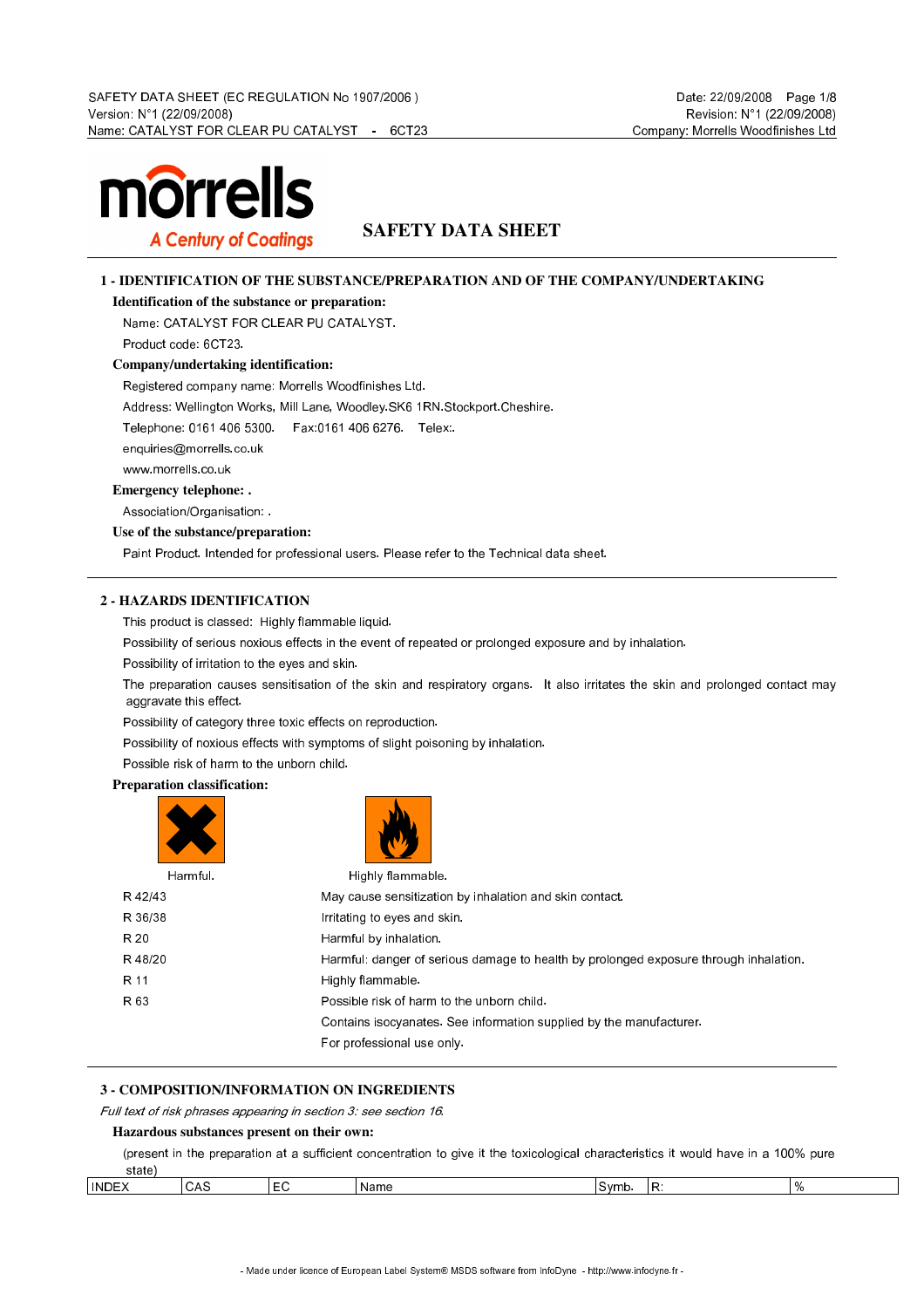# SAFETY DATA SHEET

## 1 - IDENTIFICATION OF THE SUBSTANCE/PREPARATION AND OF THE COMPANY/UNDERTAKING

### Identification of the substance or preparation:

Name: CATALYST FOR CLEAR PU CATALYST.

Product code: 6CT23.

### Company/undertaking identification:

Registered company name: Morrells Woodfinishes Ltd.

Address: Wellington Works, Mill Lane, Woodley.SK6 1RN.Stockport.Cheshire.

Telephone: 0161 406 5300. Fax:0161 406 6276. Telex:.

enquiries@morrells.co.uk

www.morrells.co.uk

### Emergency telephone: .

Association/Organisation: .

### Use of the substance/preparation:

Paint Product. Intended for professional users. Please refer to the Technical data sheet.

## 2 - HAZARDS IDENTIFICATION

This product is classed: Highly flammable liquid.

Possibility of serious noxious effects in the event of repeated or prolonged exposure and by inhalation.

Possibility of irritation to the eyes and skin.

The preparation causes sensitisation of the skin and respiratory organs. It also irritates the skin and prolonged contact may aggravate this effect.

Possibility of category three toxic effects on reproduction.

Possibility of noxious effects with symptoms of slight poisoning by inhalation.

Possible risk of harm to the unborn child.

### Preparation classification:

Harmful. Highly flammable.

| | |
|---|---|
| R 42/43 | May cause sensitization by inhalation and skin contact. |
| R 36/38 | Irritating to eyes and skin. |
| R 20 | Harmful by inhalation. |
| R 48/20 | Harmful: danger of serious damage to health by prolonged exposure through inhalation. |
| R 11 | Highly flammable. |
| R 63 | Possible risk of harm to the unborn child. |
| | Contains isocyanates. See information supplied by the manufacturer. |
| | For professional use only. |

## 3 - COMPOSITION/INFORMATION ON INGREDIENTS

*Full text of risk phrases appearing in section 3: see section 16.*

### Hazardous substances present on their own:

(present in the preparation at a sufficient concentration to give it the toxicological characteristics it would have in a 100% pure state)

| INDEX | CAS | EC | Name | Symb. | R: | % |
|---|---|---|---|---|---|---|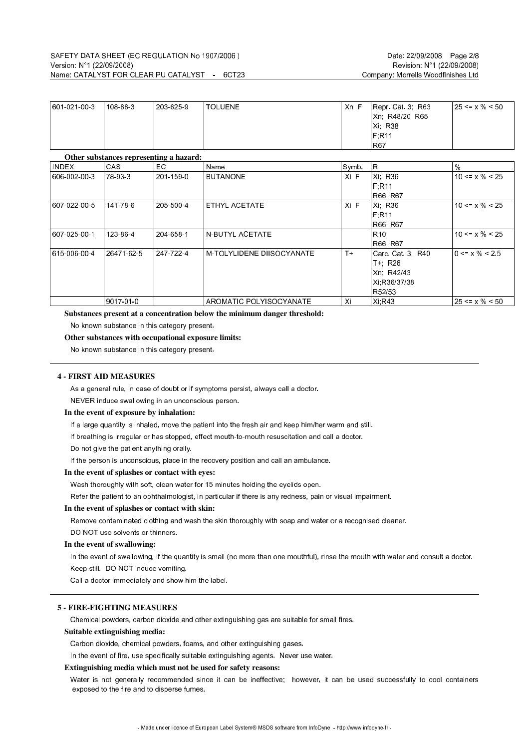| INDEX | CAS | EC | Name | Symb. | R: | % |
|---|---|---|---|---|---|---|
| 601-021-00-3 | 108-88-3 | 203-625-9 | TOLUENE | Xn F | Repr. Cat. 3; R63<br>Xn; R48/20 R65<br>Xi; R38<br>F;R11<br>R67 | 25 <= x % < 50 |

**Other substances representing a hazard:**

| INDEX | CAS | EC | Name | Symb. | R: | % |
|---|---|---|---|---|---|---|
| 606-002-00-3 | 78-93-3 | 201-159-0 | BUTANONE | Xi F | Xi; R36<br>F;R11<br>R66 R67 | 10 <= x % < 25 |
| 607-022-00-5 | 141-78-6 | 205-500-4 | ETHYL ACETATE | Xi F | Xi; R36<br>F;R11<br>R66 R67 | 10 <= x % < 25 |
| 607-025-00-1 | 123-86-4 | 204-658-1 | N-BUTYL ACETATE | | R10<br>R66 R67 | 10 <= x % < 25 |
| 615-006-00-4 | 26471-62-5 | 247-722-4 | M-TOLYLIDENE DIISOCYANATE | T+ | Carc. Cat. 3; R40<br>T+; R26<br>Xn; R42/43<br>Xi;R36/37/38<br>R52/53 | 0 <= x % < 2.5 |
| | 9017-01-0 | | AROMATIC POLYISOCYANATE | Xi | Xi;R43 | 25 <= x % < 50 |

**Substances present at a concentration below the minimum danger threshold:**

No known substance in this category present.

**Other substances with occupational exposure limits:**

No known substance in this category present.

## 4 - FIRST AID MEASURES

As a general rule, in case of doubt or if symptoms persist, always call a doctor.

NEVER induce swallowing in an unconscious person.

**In the event of exposure by inhalation:**

If a large quantity is inhaled, move the patient into the fresh air and keep him/her warm and still.

If breathing is irregular or has stopped, effect mouth-to-mouth resuscitation and call a doctor.

Do not give the patient anything orally.

If the person is unconscious, place in the recovery position and call an ambulance.

**In the event of splashes or contact with eyes:**

Wash thoroughly with soft, clean water for 15 minutes holding the eyelids open.

Refer the patient to an ophthalmologist, in particular if there is any redness, pain or visual impairment.

**In the event of splashes or contact with skin:**

Remove contaminated clothing and wash the skin thoroughly with soap and water or a recognised cleaner.

DO NOT use solvents or thinners.

**In the event of swallowing:**

In the event of swallowing, if the quantity is small (no more than one mouthful), rinse the mouth with water and consult a doctor.

Keep still. DO NOT induce vomiting.

Call a doctor immediately and show him the label.

## 5 - FIRE-FIGHTING MEASURES

Chemical powders, carbon dioxide and other extinguishing gas are suitable for small fires.

**Suitable extinguishing media:**

Carbon dioxide, chemical powders, foams, and other extinguishing gases.

In the event of fire, use specifically suitable extinguishing agents. Never use water.

**Extinguishing media which must not be used for safety reasons:**

Water is not generally recommended since it can be ineffective; however, it can be used successfully to cool containers exposed to the fire and to disperse fumes.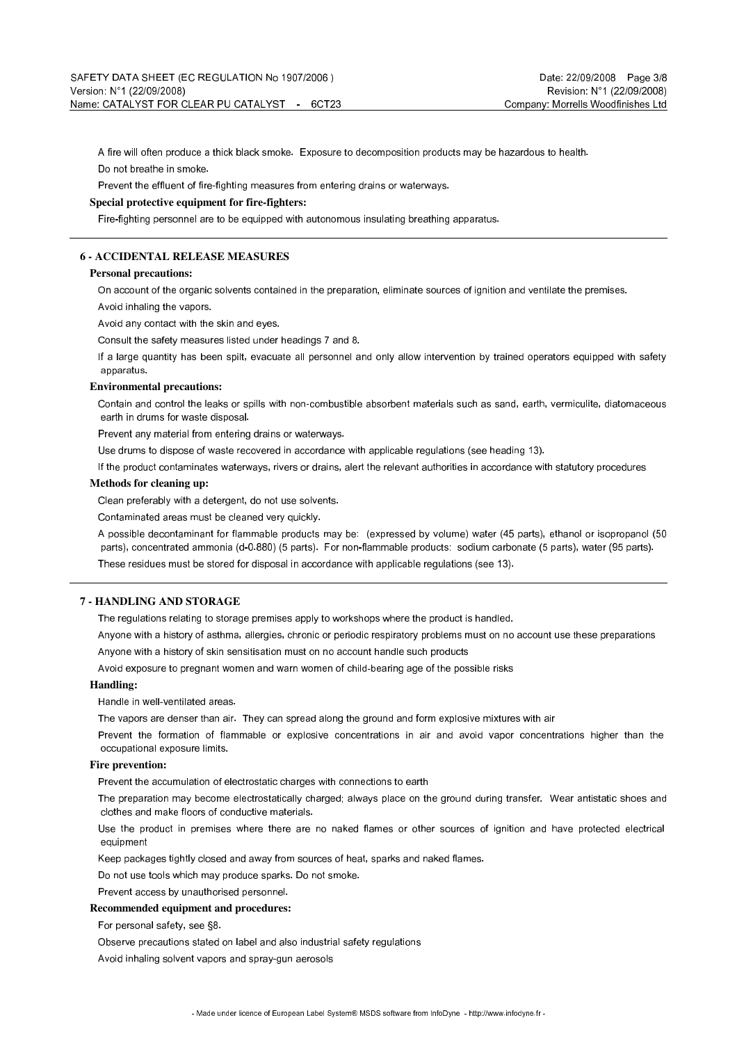A fire will often produce a thick black smoke. Exposure to decomposition products may be hazardous to health.

Do not breathe in smoke.

Prevent the effluent of fire-fighting measures from entering drains or waterways.

**Special protective equipment for fire-fighters:**

Fire-fighting personnel are to be equipped with autonomous insulating breathing apparatus.

## 6 - ACCIDENTAL RELEASE MEASURES

**Personal precautions:**

On account of the organic solvents contained in the preparation, eliminate sources of ignition and ventilate the premises.

Avoid inhaling the vapors.

Avoid any contact with the skin and eyes.

Consult the safety measures listed under headings 7 and 8.

If a large quantity has been spilt, evacuate all personnel and only allow intervention by trained operators equipped with safety apparatus.

**Environmental precautions:**

Contain and control the leaks or spills with non-combustible absorbent materials such as sand, earth, vermiculite, diatomaceous earth in drums for waste disposal.

Prevent any material from entering drains or waterways.

Use drums to dispose of waste recovered in accordance with applicable regulations (see heading 13).

If the product contaminates waterways, rivers or drains, alert the relevant authorities in accordance with statutory procedures

**Methods for cleaning up:**

Clean preferably with a detergent, do not use solvents.

Contaminated areas must be cleaned very quickly.

A possible decontaminant for flammable products may be: (expressed by volume) water (45 parts), ethanol or isopropanol (50 parts), concentrated ammonia (d-0.880) (5 parts). For non-flammable products: sodium carbonate (5 parts), water (95 parts).

These residues must be stored for disposal in accordance with applicable regulations (see 13).

## 7 - HANDLING AND STORAGE

The regulations relating to storage premises apply to workshops where the product is handled.

Anyone with a history of asthma, allergies, chronic or periodic respiratory problems must on no account use these preparations

Anyone with a history of skin sensitisation must on no account handle such products

Avoid exposure to pregnant women and warn women of child-bearing age of the possible risks

**Handling:**

Handle in well-ventilated areas.

The vapors are denser than air. They can spread along the ground and form explosive mixtures with air

Prevent the formation of flammable or explosive concentrations in air and avoid vapor concentrations higher than the occupational exposure limits.

**Fire prevention:**

Prevent the accumulation of electrostatic charges with connections to earth

The preparation may become electrostatically charged; always place on the ground during transfer. Wear antistatic shoes and clothes and make floors of conductive materials.

Use the product in premises where there are no naked flames or other sources of ignition and have protected electrical equipment

Keep packages tightly closed and away from sources of heat, sparks and naked flames.

Do not use tools which may produce sparks. Do not smoke.

Prevent access by unauthorised personnel.

**Recommended equipment and procedures:**

For personal safety, see §8.

Observe precautions stated on label and also industrial safety regulations

Avoid inhaling solvent vapors and spray-gun aerosols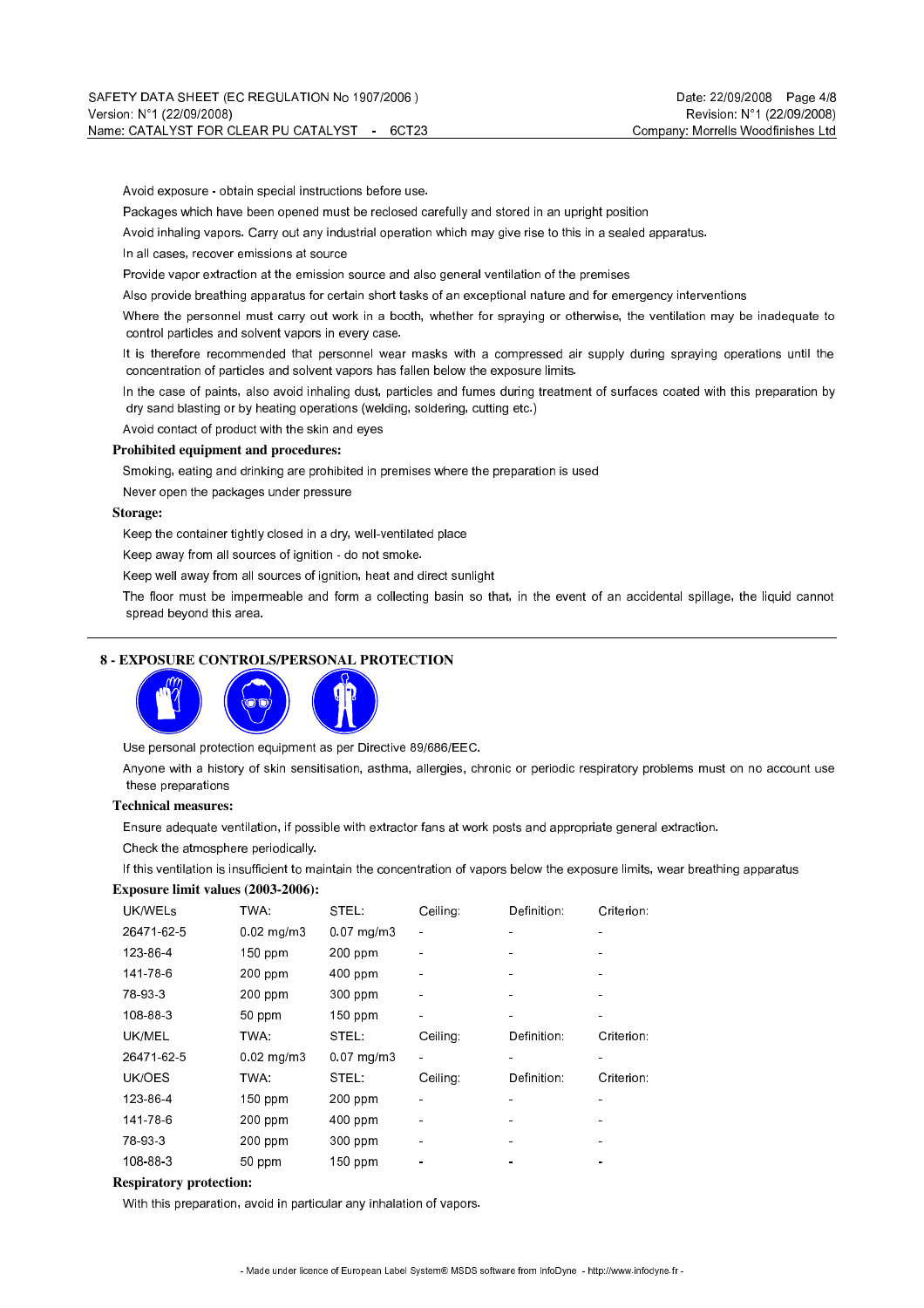Avoid exposure - obtain special instructions before use.

Packages which have been opened must be reclosed carefully and stored in an upright position

Avoid inhaling vapors. Carry out any industrial operation which may give rise to this in a sealed apparatus.

In all cases, recover emissions at source

Provide vapor extraction at the emission source and also general ventilation of the premises

Also provide breathing apparatus for certain short tasks of an exceptional nature and for emergency interventions

Where the personnel must carry out work in a booth, whether for spraying or otherwise, the ventilation may be inadequate to control particles and solvent vapors in every case.

It is therefore recommended that personnel wear masks with a compressed air supply during spraying operations until the concentration of particles and solvent vapors has fallen below the exposure limits.

In the case of paints, also avoid inhaling dust, particles and fumes during treatment of surfaces coated with this preparation by dry sand blasting or by heating operations (welding, soldering, cutting etc.)

Avoid contact of product with the skin and eyes

**Prohibited equipment and procedures:**

Smoking, eating and drinking are prohibited in premises where the preparation is used

Never open the packages under pressure

**Storage:**

Keep the container tightly closed in a dry, well-ventilated place

Keep away from all sources of ignition - do not smoke.

Keep well away from all sources of ignition, heat and direct sunlight

The floor must be impermeable and form a collecting basin so that, in the event of an accidental spillage, the liquid cannot spread beyond this area.

## 8 - EXPOSURE CONTROLS/PERSONAL PROTECTION

Use personal protection equipment as per Directive 89/686/EEC.

Anyone with a history of skin sensitisation, asthma, allergies, chronic or periodic respiratory problems must on no account use these preparations

**Technical measures:**

Ensure adequate ventilation, if possible with extractor fans at work posts and appropriate general extraction.

Check the atmosphere periodically.

If this ventilation is insufficient to maintain the concentration of vapors below the exposure limits, wear breathing apparatus

**Exposure limit values (2003-2006):**

| UK/WELs | TWA: | STEL: | Ceiling: | Definition: | Criterion: |
|---|---|---|---|---|---|
| 26471-62-5 | 0.02 mg/m3 | 0.07 mg/m3 | - | - | - |
| 123-86-4 | 150 ppm | 200 ppm | - | - | - |
| 141-78-6 | 200 ppm | 400 ppm | - | - | - |
| 78-93-3 | 200 ppm | 300 ppm | - | - | - |
| 108-88-3 | 50 ppm | 150 ppm | - | - | - |
| UK/MEL | TWA: | STEL: | Ceiling: | Definition: | Criterion: |
| 26471-62-5 | 0.02 mg/m3 | 0.07 mg/m3 | - | - | - |
| UK/OES | TWA: | STEL: | Ceiling: | Definition: | Criterion: |
| 123-86-4 | 150 ppm | 200 ppm | - | - | - |
| 141-78-6 | 200 ppm | 400 ppm | - | - | - |
| 78-93-3 | 200 ppm | 300 ppm | - | - | - |
| 108-88-3 | 50 ppm | 150 ppm | - | - | - |

**Respiratory protection:**

With this preparation, avoid in particular any inhalation of vapors.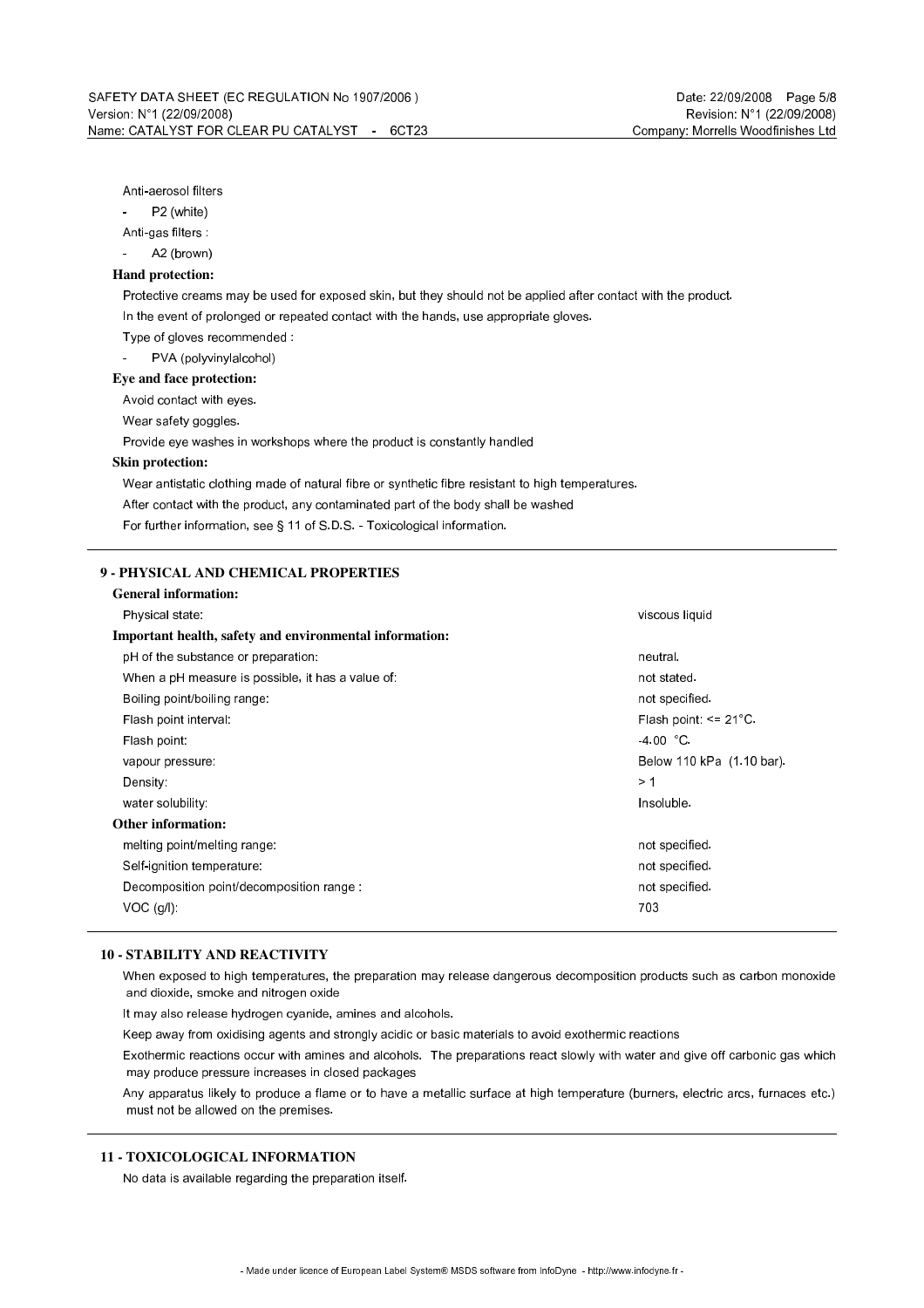Anti-aerosol filters

- P2 (white)

Anti-gas filters :

- A2 (brown)

**Hand protection:**

Protective creams may be used for exposed skin, but they should not be applied after contact with the product.

In the event of prolonged or repeated contact with the hands, use appropriate gloves.

Type of gloves recommended :

- PVA (polyvinylalcohol)

**Eye and face protection:**

Avoid contact with eyes.

Wear safety goggles.

Provide eye washes in workshops where the product is constantly handled

**Skin protection:**

Wear antistatic clothing made of natural fibre or synthetic fibre resistant to high temperatures.

After contact with the product, any contaminated part of the body shall be washed

For further information, see § 11 of S.D.S. - Toxicological information.

## 9 - PHYSICAL AND CHEMICAL PROPERTIES

**General information:**

| | |
|---|---|
| Physical state: | viscous liquid |

**Important health, safety and environmental information:**

| | |
|---|---|
| pH of the substance or preparation: | neutral. |
| When a pH measure is possible, it has a value of: | not stated. |
| Boiling point/boiling range: | not specified. |
| Flash point interval: | Flash point: <= 21°C. |
| Flash point: | -4.00 °C. |
| vapour pressure: | Below 110 kPa (1.10 bar). |
| Density: | > 1 |
| water solubility: | Insoluble. |

**Other information:**

| | |
|---|---|
| melting point/melting range: | not specified. |
| Self-ignition temperature: | not specified. |
| Decomposition point/decomposition range : | not specified. |
| VOC (g/l): | 703 |

## 10 - STABILITY AND REACTIVITY

When exposed to high temperatures, the preparation may release dangerous decomposition products such as carbon monoxide and dioxide, smoke and nitrogen oxide

It may also release hydrogen cyanide, amines and alcohols.

Keep away from oxidising agents and strongly acidic or basic materials to avoid exothermic reactions

Exothermic reactions occur with amines and alcohols. The preparations react slowly with water and give off carbonic gas which may produce pressure increases in closed packages

Any apparatus likely to produce a flame or to have a metallic surface at high temperature (burners, electric arcs, furnaces etc.) must not be allowed on the premises.

## 11 - TOXICOLOGICAL INFORMATION

No data is available regarding the preparation itself.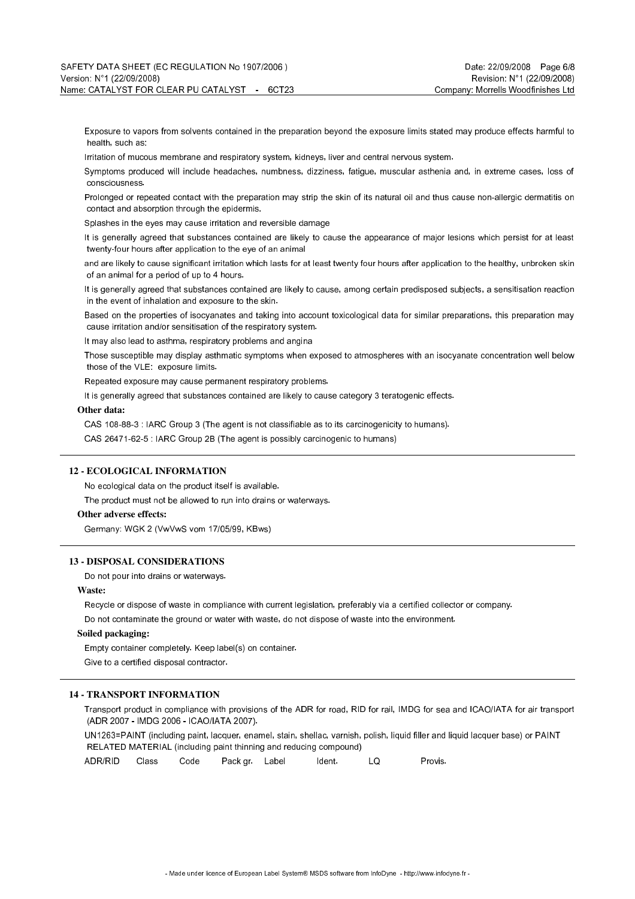Exposure to vapors from solvents contained in the preparation beyond the exposure limits stated may produce effects harmful to health, such as:

Irritation of mucous membrane and respiratory system, kidneys, liver and central nervous system.

Symptoms produced will include headaches, numbness, dizziness, fatigue, muscular asthenia and, in extreme cases, loss of consciousness.

Prolonged or repeated contact with the preparation may strip the skin of its natural oil and thus cause non-allergic dermatitis on contact and absorption through the epidermis.

Splashes in the eyes may cause irritation and reversible damage

It is generally agreed that substances contained are likely to cause the appearance of major lesions which persist for at least twenty-four hours after application to the eye of an animal

and are likely to cause significant irritation which lasts for at least twenty four hours after application to the healthy, unbroken skin of an animal for a period of up to 4 hours.

It is generally agreed that substances contained are likely to cause, among certain predisposed subjects, a sensitisation reaction in the event of inhalation and exposure to the skin.

Based on the properties of isocyanates and taking into account toxicological data for similar preparations, this preparation may cause irritation and/or sensitisation of the respiratory system.

It may also lead to asthma, respiratory problems and angina

Those susceptible may display asthmatic symptoms when exposed to atmospheres with an isocyanate concentration well below those of the VLE: exposure limits.

Repeated exposure may cause permanent respiratory problems.

It is generally agreed that substances contained are likely to cause category 3 teratogenic effects.

**Other data:**

CAS 108-88-3 : IARC Group 3 (The agent is not classifiable as to its carcinogenicity to humans).

CAS 26471-62-5 : IARC Group 2B (The agent is possibly carcinogenic to humans)

## 12 - ECOLOGICAL INFORMATION

No ecological data on the product itself is available.

The product must not be allowed to run into drains or waterways.

**Other adverse effects:**

Germany: WGK 2 (VwVwS vom 17/05/99, KBws)

## 13 - DISPOSAL CONSIDERATIONS

Do not pour into drains or waterways.

**Waste:**

Recycle or dispose of waste in compliance with current legislation, preferably via a certified collector or company.

Do not contaminate the ground or water with waste, do not dispose of waste into the environment.

**Soiled packaging:**

Empty container completely. Keep label(s) on container.

Give to a certified disposal contractor.

## 14 - TRANSPORT INFORMATION

Transport product in compliance with provisions of the ADR for road, RID for rail, IMDG for sea and ICAO/IATA for air transport (ADR 2007 - IMDG 2006 - ICAO/IATA 2007).

UN1263=PAINT (including paint, lacquer, enamel, stain, shellac, varnish, polish, liquid filler and liquid lacquer base) or PAINT RELATED MATERIAL (including paint thinning and reducing compound)

| ADR/RID | Class | Code | Pack gr. | Label | Ident. | LQ | Provis. |
|---|---|---|---|---|---|---|---|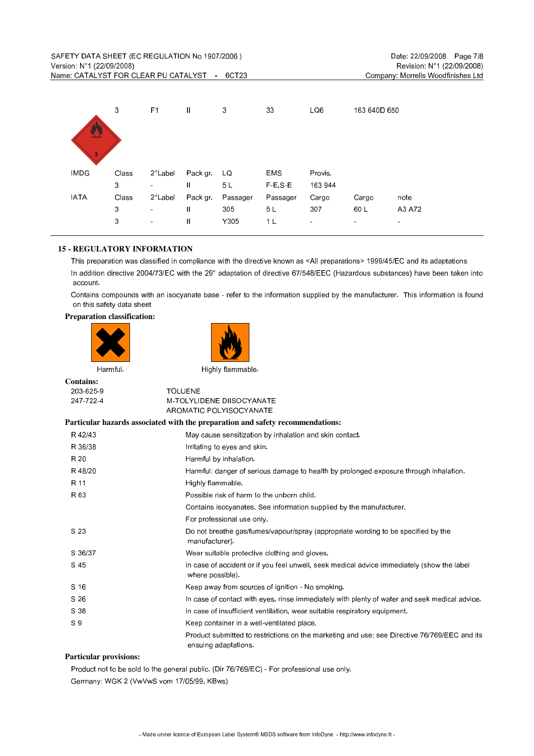|  | 3 | F1 | II | 3 | 33 | LQ6 | 163 640D 650 |  |
|---|---|---|---|---|---|---|---|---|
| IMDG | Class | 2°Label | Pack gr. | LQ | EMS | Provis. |  |  |
|  | 3 | - | II | 5 L | F-E,S-E | 163 944 |  |  |
| IATA | Class | 2°Label | Pack gr. | Passager | Passager | Cargo | Cargo | note |
|  | 3 | - | II | 305 | 5 L | 307 | 60 L | A3 A72 |
|  | 3 | - | II | Y305 | 1 L | - | - | - |

## 15 - REGULATORY INFORMATION

This preparation was classified in compliance with the directive known as <All preparations> 1999/45/EC and its adaptations

In addition directive 2004/73/EC with the 29° adaptation of directive 67/548/EEC (Hazardous substances) have been taken into account.

Contains compounds with an isocyanate base - refer to the information supplied by the manufacturer. This information is found on this safety data sheet

**Preparation classification:**

Harmful. Highly flammable.

**Contains:**

| | |
|---|---|
| 203-625-9 | TOLUENE |
| 247-722-4 | M-TOLYLIDENE DIISOCYANATE |
| | AROMATIC POLYISOCYANATE |

**Particular hazards associated with the preparation and safety recommendations:**

| | |
|---|---|
| R 42/43 | May cause sensitization by inhalation and skin contact. |
| R 36/38 | Irritating to eyes and skin. |
| R 20 | Harmful by inhalation. |
| R 48/20 | Harmful: danger of serious damage to health by prolonged exposure through inhalation. |
| R 11 | Highly flammable. |
| R 63 | Possible risk of harm to the unborn child. |
| | Contains isocyanates. See information supplied by the manufacturer. |
| | For professional use only. |
| S 23 | Do not breathe gas/fumes/vapour/spray (appropriate wording to be specified by the manufacturer). |
| S 36/37 | Wear suitable protective clothing and gloves. |
| S 45 | In case of accident or if you feel unwell, seek medical advice immediately (show the label where possible). |
| S 16 | Keep away from sources of ignition - No smoking. |
| S 26 | In case of contact with eyes, rinse immediately with plenty of water and seek medical advice. |
| S 38 | In case of insufficient ventilation, wear suitable respiratory equipment. |
| S 9 | Keep container in a well-ventilated place. |
| | Product submitted to restrictions on the marketing and use: see Directive 76/769/EEC and its ensuing adaptations. |

**Particular provisions:**

Product not to be sold to the general public. (Dir 76/769/EC) - For professional use only.

Germany: WGK 2 (VwVwS vom 17/05/99, KBws)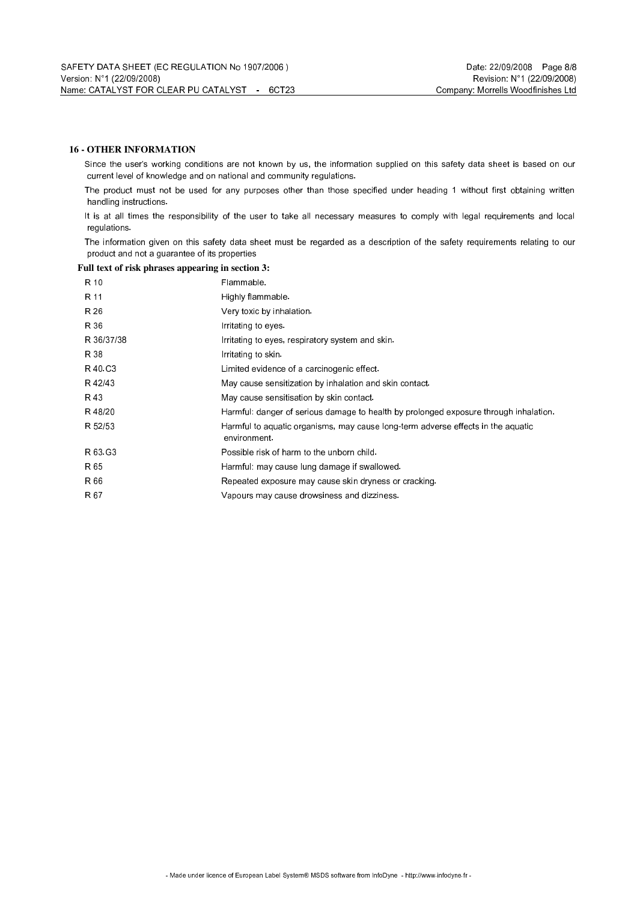## 16 - OTHER INFORMATION

Since the user's working conditions are not known by us, the information supplied on this safety data sheet is based on our current level of knowledge and on national and community regulations.

The product must not be used for any purposes other than those specified under heading 1 without first obtaining written handling instructions.

It is at all times the responsibility of the user to take all necessary measures to comply with legal requirements and local regulations.

The information given on this safety data sheet must be regarded as a description of the safety requirements relating to our product and not a guarantee of its properties

**Full text of risk phrases appearing in section 3:**

| | |
|---|---|
| R 10 | Flammable. |
| R 11 | Highly flammable. |
| R 26 | Very toxic by inhalation. |
| R 36 | Irritating to eyes. |
| R 36/37/38 | Irritating to eyes, respiratory system and skin. |
| R 38 | Irritating to skin. |
| R 40.C3 | Limited evidence of a carcinogenic effect. |
| R 42/43 | May cause sensitization by inhalation and skin contact. |
| R 43 | May cause sensitisation by skin contact. |
| R 48/20 | Harmful: danger of serious damage to health by prolonged exposure through inhalation. |
| R 52/53 | Harmful to aquatic organisms, may cause long-term adverse effects in the aquatic environment. |
| R 63.G3 | Possible risk of harm to the unborn child. |
| R 65 | Harmful: may cause lung damage if swallowed. |
| R 66 | Repeated exposure may cause skin dryness or cracking. |
| R 67 | Vapours may cause drowsiness and dizziness. |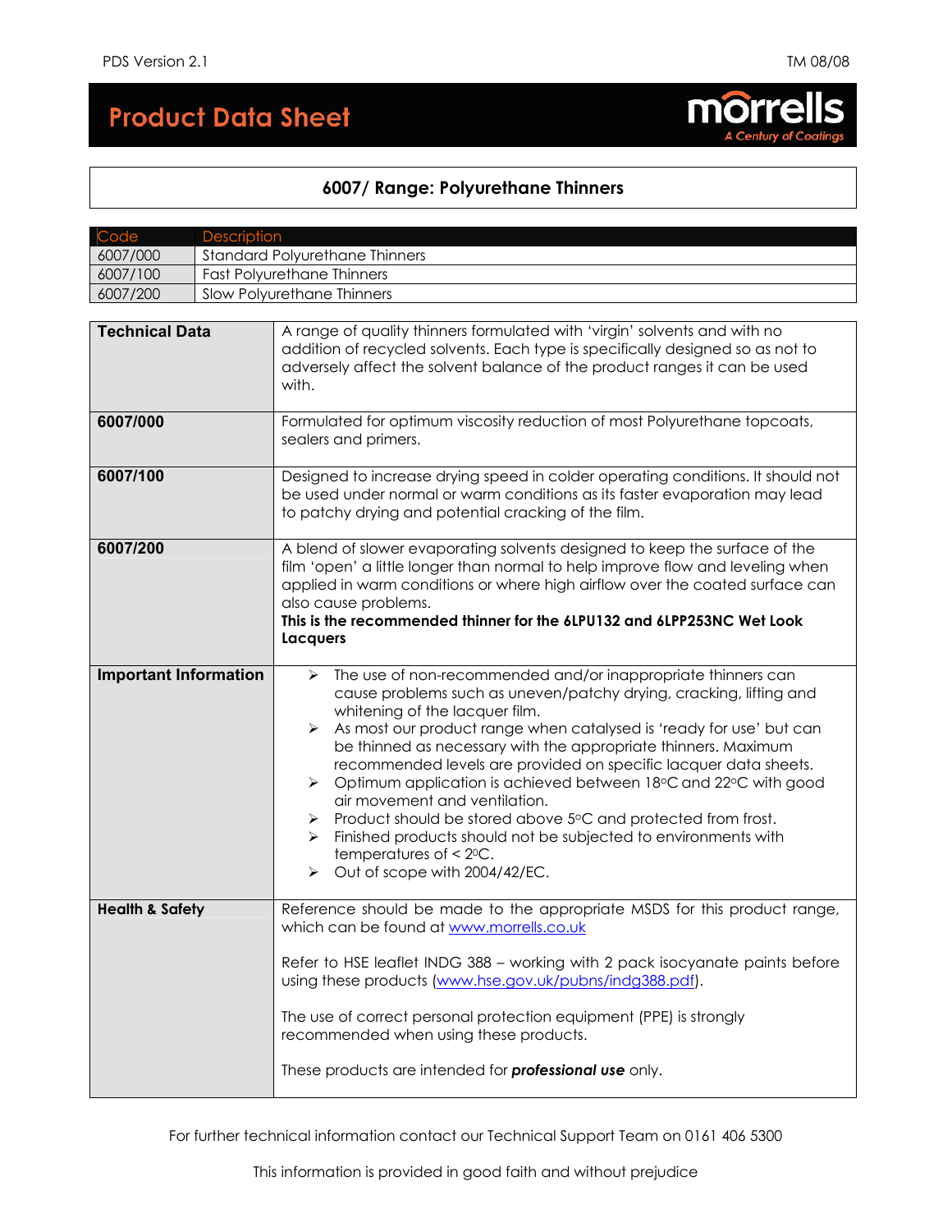# Product Data Sheet

morrells
*A Century of Coatings*

## 6007/ Range: Polyurethane Thinners

| Code | Description |
|---|---|
| 6007/000 | Standard Polyurethane Thinners |
| 6007/100 | Fast Polyurethane Thinners |
| 6007/200 | Slow Polyurethane Thinners |

| | |
|---|---|
| **Technical Data** | A range of quality thinners formulated with 'virgin' solvents and with no addition of recycled solvents. Each type is specifically designed so as not to adversely affect the solvent balance of the product ranges it can be used with. |
| **6007/000** | Formulated for optimum viscosity reduction of most Polyurethane topcoats, sealers and primers. |
| **6007/100** | Designed to increase drying speed in colder operating conditions. It should not be used under normal or warm conditions as its faster evaporation may lead to patchy drying and potential cracking of the film. |
| **6007/200** | A blend of slower evaporating solvents designed to keep the surface of the film 'open' a little longer than normal to help improve flow and leveling when applied in warm conditions or where high airflow over the coated surface can also cause problems. **This is the recommended thinner for the 6LPU132 and 6LPP253NC Wet Look Lacquers** |
| **Important Information** | ➢ The use of non-recommended and/or inappropriate thinners can cause problems such as uneven/patchy drying, cracking, lifting and whitening of the lacquer film.<br>➢ As most our product range when catalysed is 'ready for use' but can be thinned as necessary with the appropriate thinners. Maximum recommended levels are provided on specific lacquer data sheets.<br>➢ Optimum application is achieved between 18°C and 22°C with good air movement and ventilation.<br>➢ Product should be stored above 5°C and protected from frost.<br>➢ Finished products should not be subjected to environments with temperatures of < 2°C.<br>➢ Out of scope with 2004/42/EC. |
| **Health & Safety** | Reference should be made to the appropriate MSDS for this product range, which can be found at www.morrells.co.uk<br><br>Refer to HSE leaflet INDG 388 – working with 2 pack isocyanate paints before using these products (www.hse.gov.uk/pubns/indg388.pdf).<br><br>The use of correct personal protection equipment (PPE) is strongly recommended when using these products.<br><br>These products are intended for ***professional use*** only. |

For further technical information contact our Technical Support Team on 0161 406 5300

This information is provided in good faith and without prejudice